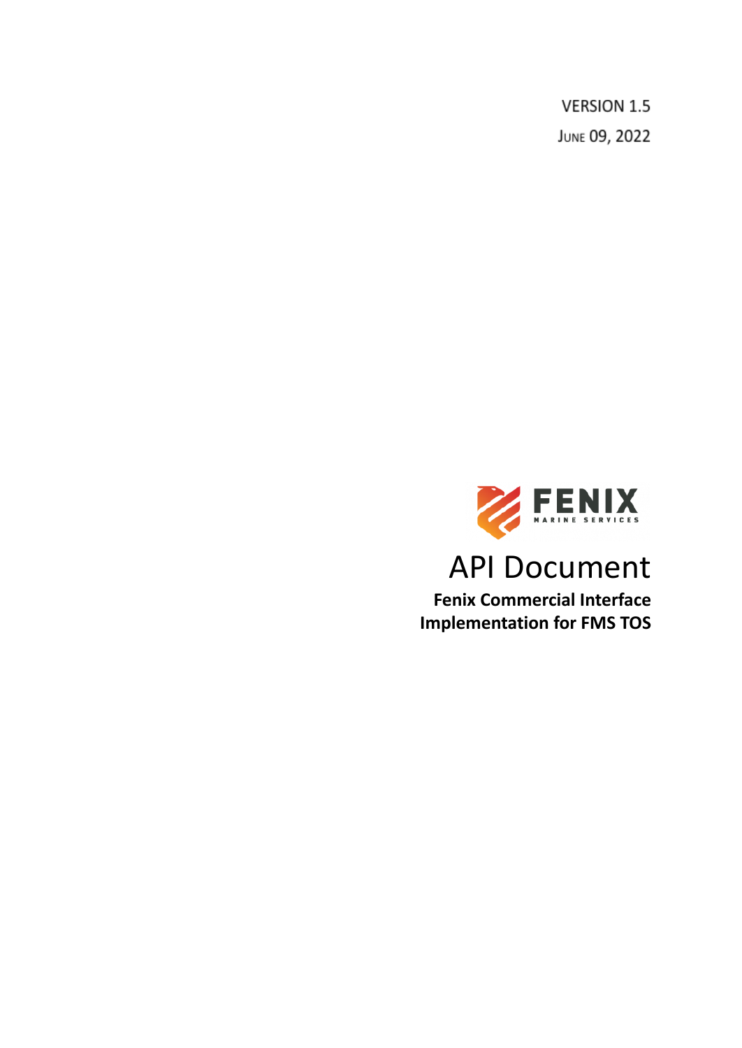VERSION 1.5

JUNE 09, 2022

FENIX

MARINE SERVICES

# API Document

**Fenix Commercial Interface Implementation for FMS TOS**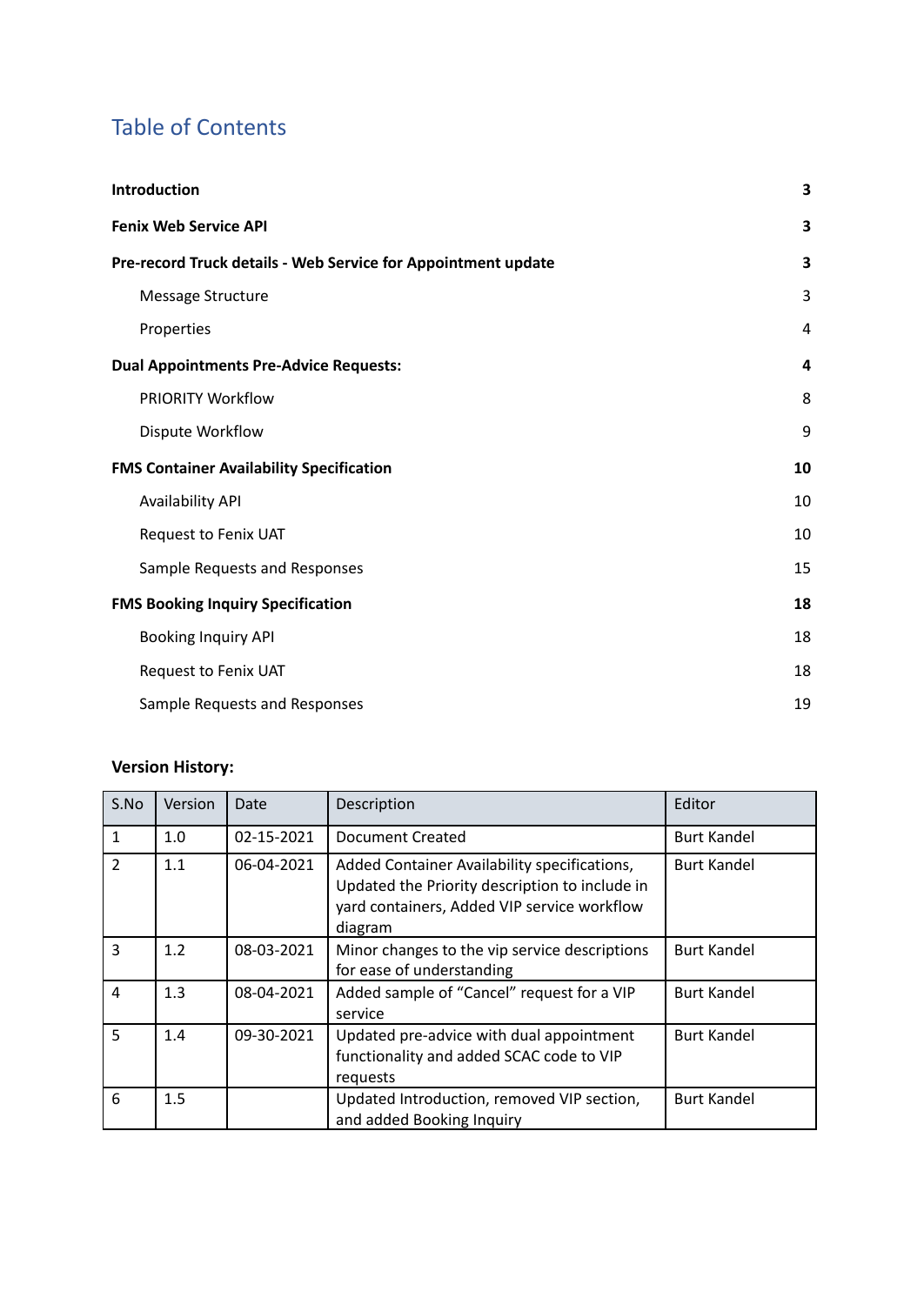# Table of Contents

| | |
|---|---|
| **Introduction** | **3** |
| **Fenix Web Service API** | **3** |
| **Pre-record Truck details - Web Service for Appointment update** | **3** |
| Message Structure | 3 |
| Properties | 4 |
| **Dual Appointments Pre-Advice Requests:** | **4** |
| PRIORITY Workflow | 8 |
| Dispute Workflow | 9 |
| **FMS Container Availability Specification** | **10** |
| Availability API | 10 |
| Request to Fenix UAT | 10 |
| Sample Requests and Responses | 15 |
| **FMS Booking Inquiry Specification** | **18** |
| Booking Inquiry API | 18 |
| Request to Fenix UAT | 18 |
| Sample Requests and Responses | 19 |

**Version History:**

| S.No | Version | Date | Description | Editor |
|---|---|---|---|---|
| 1 | 1.0 | 02-15-2021 | Document Created | Burt Kandel |
| 2 | 1.1 | 06-04-2021 | Added Container Availability specifications, Updated the Priority description to include in yard containers, Added VIP service workflow diagram | Burt Kandel |
| 3 | 1.2 | 08-03-2021 | Minor changes to the vip service descriptions for ease of understanding | Burt Kandel |
| 4 | 1.3 | 08-04-2021 | Added sample of "Cancel" request for a VIP service | Burt Kandel |
| 5 | 1.4 | 09-30-2021 | Updated pre-advice with dual appointment functionality and added SCAC code to VIP requests | Burt Kandel |
| 6 | 1.5 | | Updated Introduction, removed VIP section, and added Booking Inquiry | Burt Kandel |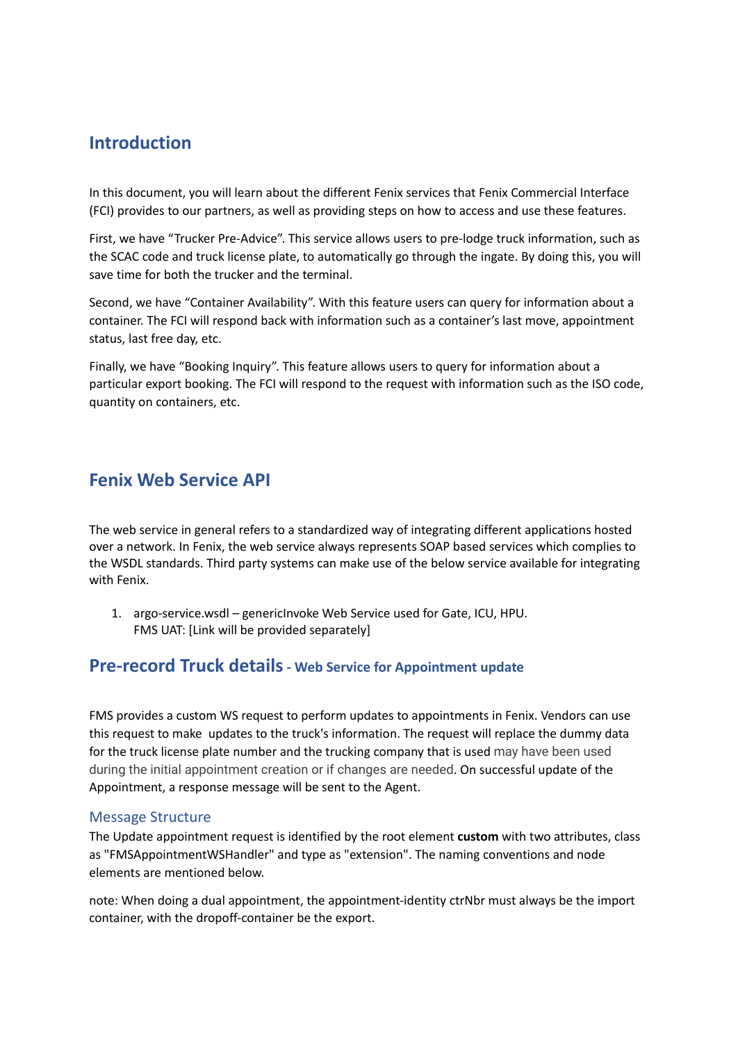## Introduction

In this document, you will learn about the different Fenix services that Fenix Commercial Interface (FCI) provides to our partners, as well as providing steps on how to access and use these features.

First, we have "Trucker Pre-Advice". This service allows users to pre-lodge truck information, such as the SCAC code and truck license plate, to automatically go through the ingate. By doing this, you will save time for both the trucker and the terminal.

Second, we have "Container Availability". With this feature users can query for information about a container. The FCI will respond back with information such as a container's last move, appointment status, last free day, etc.

Finally, we have "Booking Inquiry". This feature allows users to query for information about a particular export booking. The FCI will respond to the request with information such as the ISO code, quantity on containers, etc.

## Fenix Web Service API

The web service in general refers to a standardized way of integrating different applications hosted over a network. In Fenix, the web service always represents SOAP based services which complies to the WSDL standards. Third party systems can make use of the below service available for integrating with Fenix.

1. argo-service.wsdl – genericInvoke Web Service used for Gate, ICU, HPU.
   FMS UAT: [Link will be provided separately]

## Pre-record Truck details - Web Service for Appointment update

FMS provides a custom WS request to perform updates to appointments in Fenix. Vendors can use this request to make updates to the truck's information. The request will replace the dummy data for the truck license plate number and the trucking company that is used may have been used during the initial appointment creation or if changes are needed. On successful update of the Appointment, a response message will be sent to the Agent.

### Message Structure

The Update appointment request is identified by the root element **custom** with two attributes, class as "FMSAppointmentWSHandler" and type as "extension". The naming conventions and node elements are mentioned below.

note: When doing a dual appointment, the appointment-identity ctrNbr must always be the import container, with the dropoff-container be the export.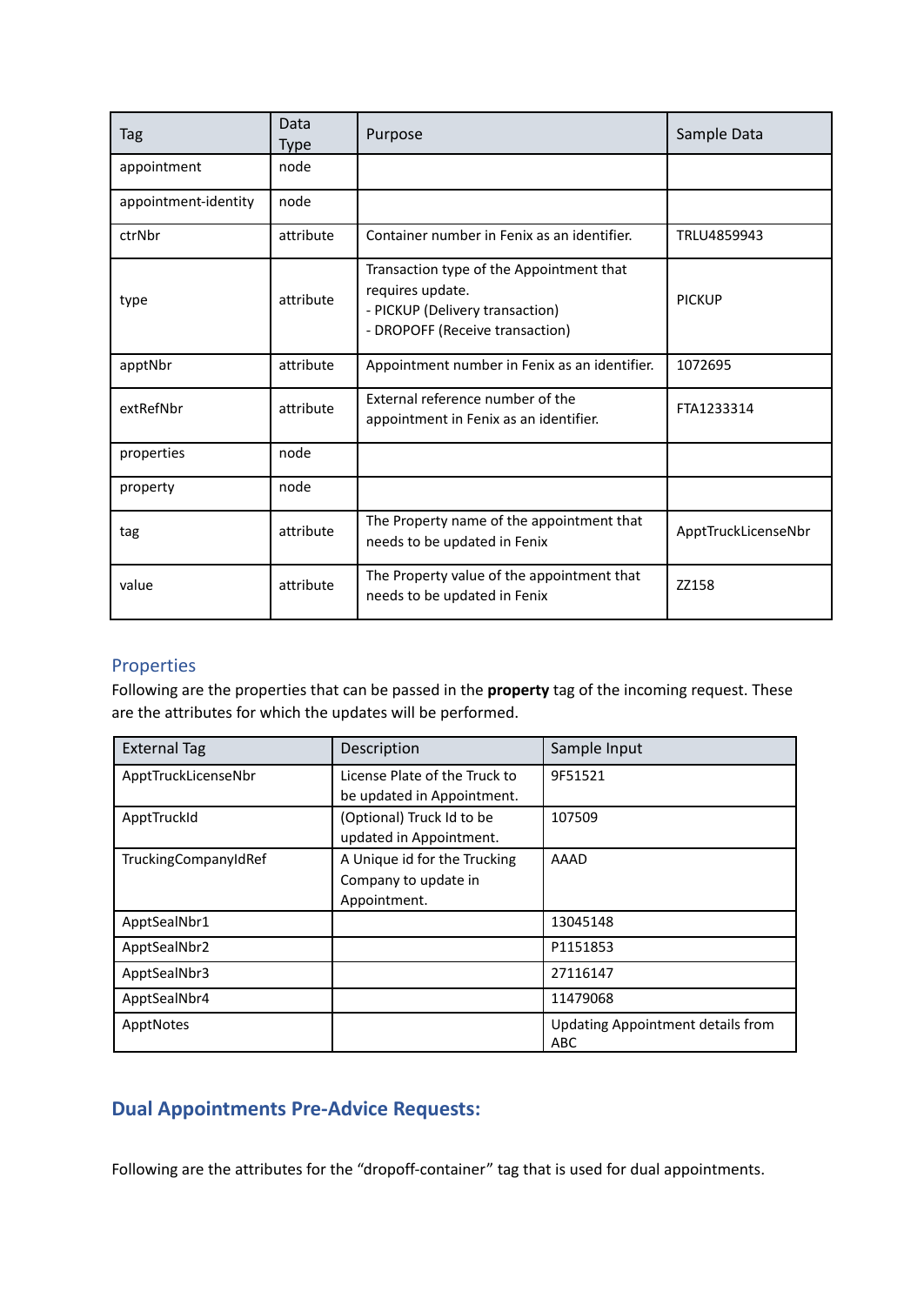| Tag | Data Type | Purpose | Sample Data |
|---|---|---|---|
| appointment | node | | |
| appointment-identity | node | | |
| ctrNbr | attribute | Container number in Fenix as an identifier. | TRLU4859943 |
| type | attribute | Transaction type of the Appointment that requires update.<br>- PICKUP (Delivery transaction)<br>- DROPOFF (Receive transaction) | PICKUP |
| apptNbr | attribute | Appointment number in Fenix as an identifier. | 1072695 |
| extRefNbr | attribute | External reference number of the appointment in Fenix as an identifier. | FTA1233314 |
| properties | node | | |
| property | node | | |
| tag | attribute | The Property name of the appointment that needs to be updated in Fenix | ApptTruckLicenseNbr |
| value | attribute | The Property value of the appointment that needs to be updated in Fenix | ZZ158 |

## Properties

Following are the properties that can be passed in the **property** tag of the incoming request. These are the attributes for which the updates will be performed.

| External Tag | Description | Sample Input |
|---|---|---|
| ApptTruckLicenseNbr | License Plate of the Truck to be updated in Appointment. | 9F51521 |
| ApptTruckId | (Optional) Truck Id to be updated in Appointment. | 107509 |
| TruckingCompanyIdRef | A Unique id for the Trucking Company to update in Appointment. | AAAD |
| ApptSealNbr1 | | 13045148 |
| ApptSealNbr2 | | P1151853 |
| ApptSealNbr3 | | 27116147 |
| ApptSealNbr4 | | 11479068 |
| ApptNotes | | Updating Appointment details from ABC |

## Dual Appointments Pre-Advice Requests:

Following are the attributes for the “dropoff-container” tag that is used for dual appointments.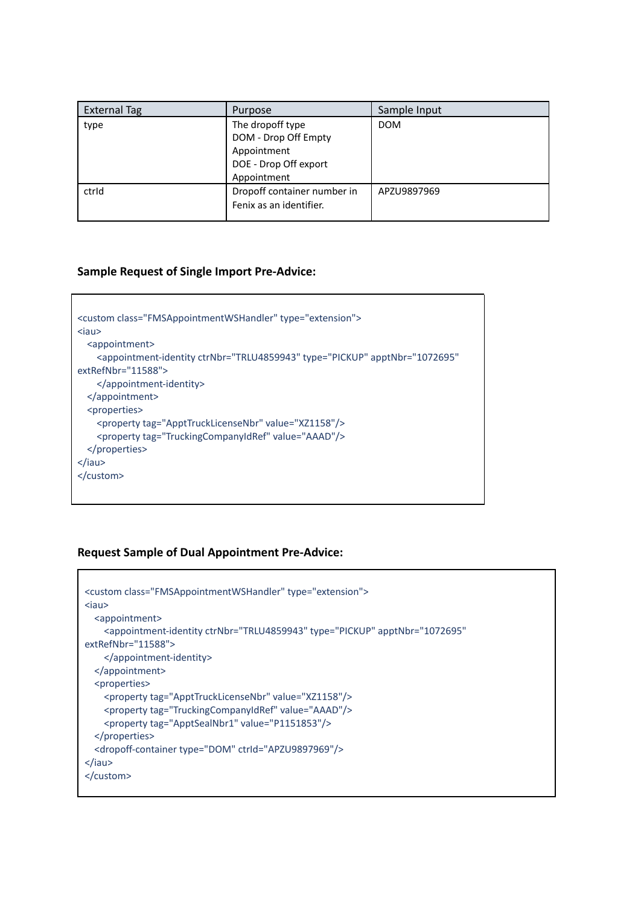| External Tag | Purpose | Sample Input |
| --- | --- | --- |
| type | The dropoff type<br>DOM - Drop Off Empty Appointment<br>DOE - Drop Off export Appointment | DOM |
| ctrId | Dropoff container number in Fenix as an identifier. | APZU9897969 |

**Sample Request of Single Import Pre-Advice:**

```
<custom class="FMSAppointmentWSHandler" type="extension">
<iau>
   <appointment>
      <appointment-identity ctrNbr="TRLU4859943" type="PICKUP" apptNbr="1072695"
extRefNbr="11588">
      </appointment-identity>
   </appointment>
   <properties>
      <property tag="ApptTruckLicenseNbr" value="XZ1158"/>
      <property tag="TruckingCompanyIdRef" value="AAAD"/>
   </properties>
</iau>
</custom>
```

**Request Sample of Dual Appointment Pre-Advice:**

```
<custom class="FMSAppointmentWSHandler" type="extension">
<iau>
   <appointment>
      <appointment-identity ctrNbr="TRLU4859943" type="PICKUP" apptNbr="1072695"
extRefNbr="11588">
      </appointment-identity>
   </appointment>
   <properties>
      <property tag="ApptTruckLicenseNbr" value="XZ1158"/>
      <property tag="TruckingCompanyIdRef" value="AAAD"/>
      <property tag="ApptSealNbr1" value="P1151853"/>
   </properties>
   <dropoff-container type="DOM" ctrId="APZU9897969"/>
</iau>
</custom>
```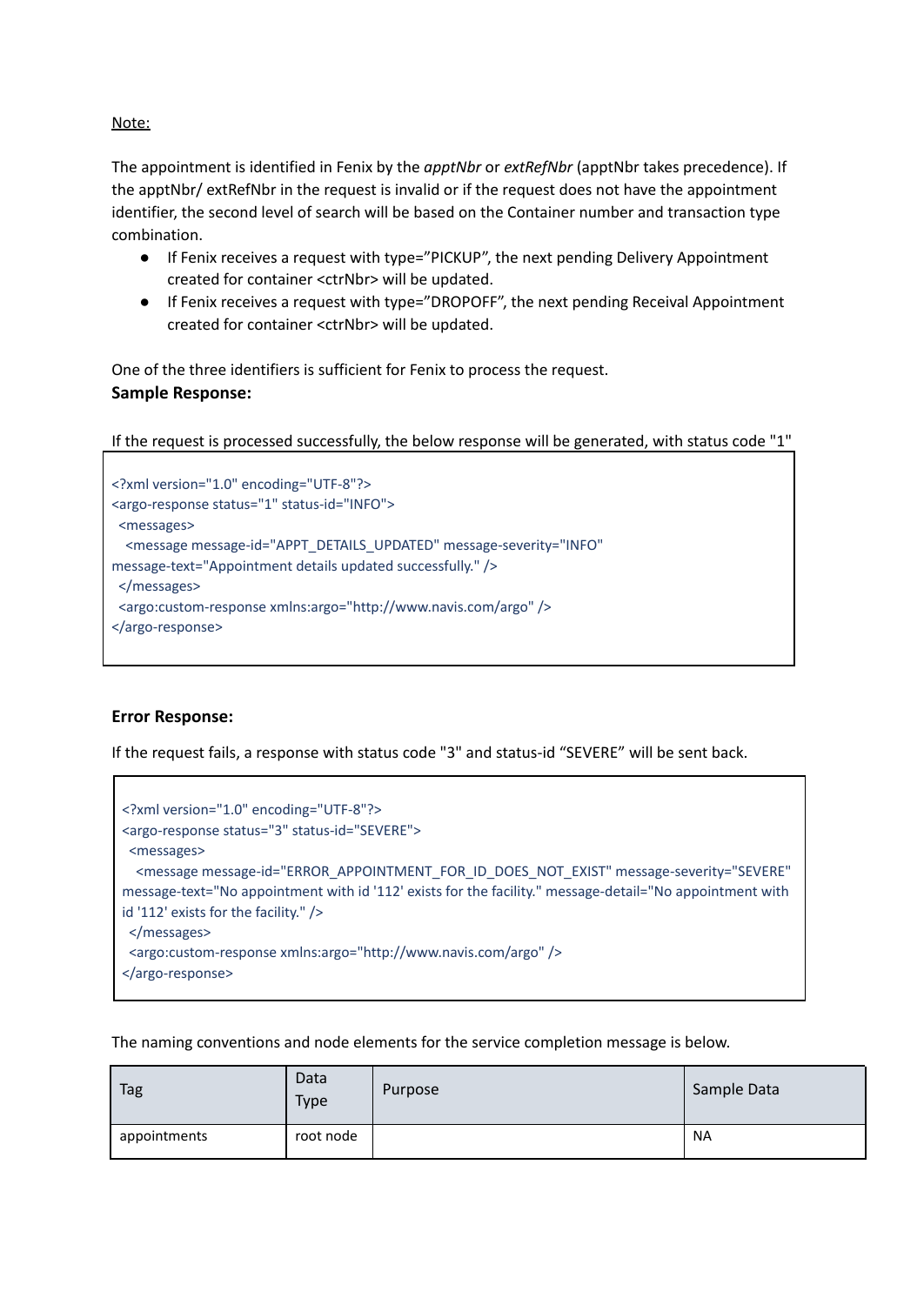Note:

The appointment is identified in Fenix by the *apptNbr* or *extRefNbr* (apptNbr takes precedence). If the apptNbr/ extRefNbr in the request is invalid or if the request does not have the appointment identifier, the second level of search will be based on the Container number and transaction type combination.

- If Fenix receives a request with type="PICKUP", the next pending Delivery Appointment created for container <ctrNbr> will be updated.
- If Fenix receives a request with type="DROPOFF", the next pending Receival Appointment created for container <ctrNbr> will be updated.

One of the three identifiers is sufficient for Fenix to process the request.

**Sample Response:**

If the request is processed successfully, the below response will be generated, with status code "1"

```
<?xml version="1.0" encoding="UTF-8"?>
<argo-response status="1" status-id="INFO">
  <messages>
    <message message-id="APPT_DETAILS_UPDATED" message-severity="INFO"
message-text="Appointment details updated successfully." />
  </messages>
  <argo:custom-response xmlns:argo="http://www.navis.com/argo" />
</argo-response>
```

**Error Response:**

If the request fails, a response with status code "3" and status-id "SEVERE" will be sent back.

```
<?xml version="1.0" encoding="UTF-8"?>
<argo-response status="3" status-id="SEVERE">
  <messages>
    <message message-id="ERROR_APPOINTMENT_FOR_ID_DOES_NOT_EXIST" message-severity="SEVERE"
message-text="No appointment with id '112' exists for the facility." message-detail="No appointment with
id '112' exists for the facility." />
  </messages>
  <argo:custom-response xmlns:argo="http://www.navis.com/argo" />
</argo-response>
```

The naming conventions and node elements for the service completion message is below.

| Tag | Data Type | Purpose | Sample Data |
|---|---|---|---|
| appointments | root node | | NA |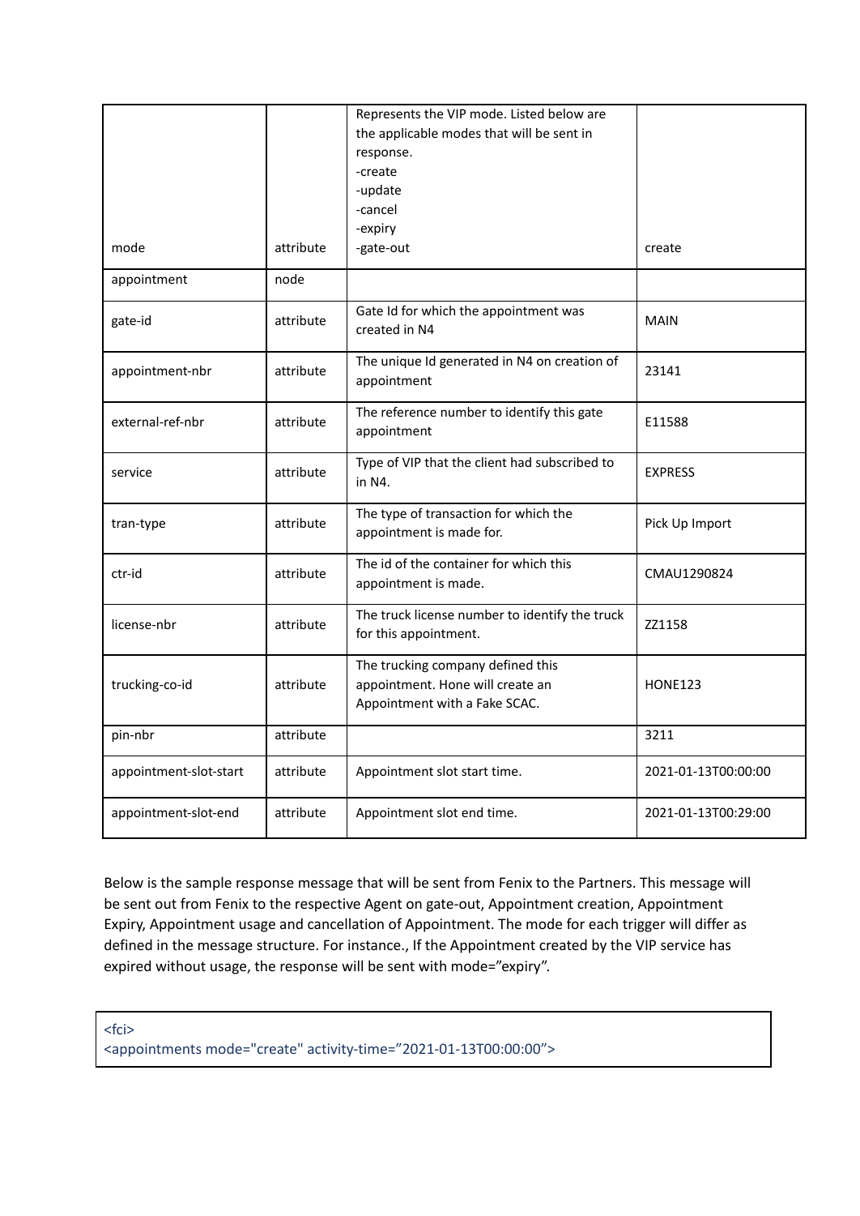| mode | attribute | Represents the VIP mode. Listed below are the applicable modes that will be sent in response.<br>-create<br>-update<br>-cancel<br>-expiry<br>-gate-out | create |
|---|---|---|---|
| appointment | node | | |
| gate-id | attribute | Gate Id for which the appointment was created in N4 | MAIN |
| appointment-nbr | attribute | The unique Id generated in N4 on creation of appointment | 23141 |
| external-ref-nbr | attribute | The reference number to identify this gate appointment | E11588 |
| service | attribute | Type of VIP that the client had subscribed to in N4. | EXPRESS |
| tran-type | attribute | The type of transaction for which the appointment is made for. | Pick Up Import |
| ctr-id | attribute | The id of the container for which this appointment is made. | CMAU1290824 |
| license-nbr | attribute | The truck license number to identify the truck for this appointment. | ZZ1158 |
| trucking-co-id | attribute | The trucking company defined this appointment. Hone will create an Appointment with a Fake SCAC. | HONE123 |
| pin-nbr | attribute | | 3211 |
| appointment-slot-start | attribute | Appointment slot start time. | 2021-01-13T00:00:00 |
| appointment-slot-end | attribute | Appointment slot end time. | 2021-01-13T00:29:00 |

Below is the sample response message that will be sent from Fenix to the Partners. This message will be sent out from Fenix to the respective Agent on gate-out, Appointment creation, Appointment Expiry, Appointment usage and cancellation of Appointment. The mode for each trigger will differ as defined in the message structure. For instance., If the Appointment created by the VIP service has expired without usage, the response will be sent with mode=”expiry”.

```
<fci>
<appointments mode="create" activity-time=”2021-01-13T00:00:00”>
```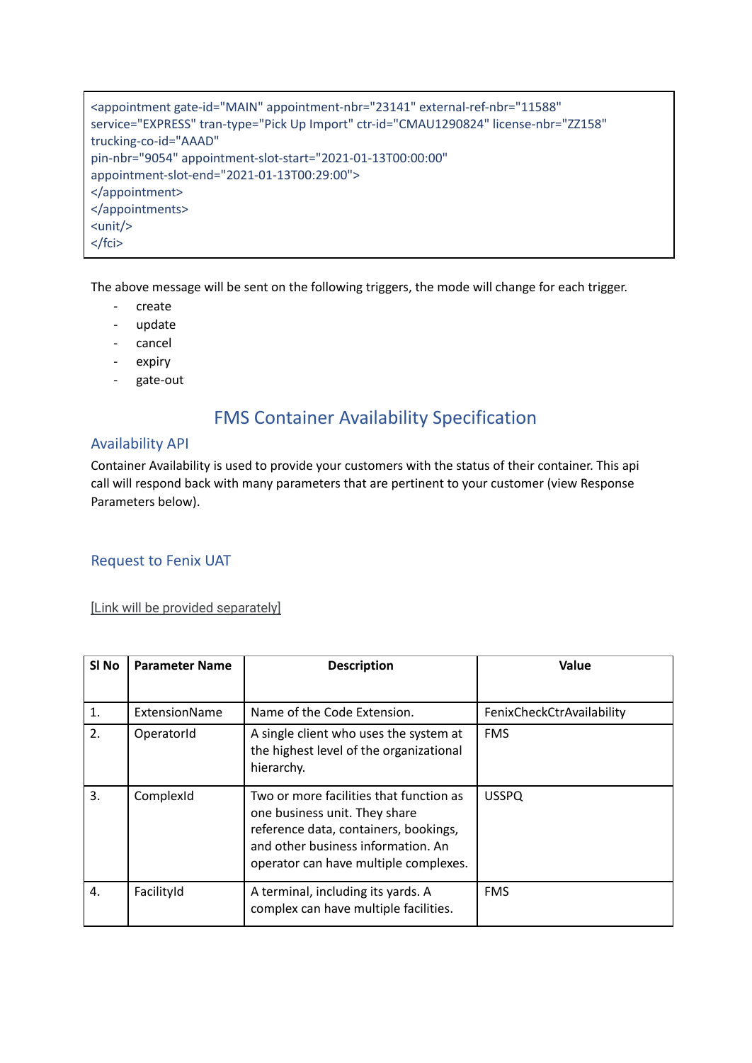```
<appointment gate-id="MAIN" appointment-nbr="23141" external-ref-nbr="11588"
service="EXPRESS" tran-type="Pick Up Import" ctr-id="CMAU1290824" license-nbr="ZZ158"
trucking-co-id="AAAD"
pin-nbr="9054" appointment-slot-start="2021-01-13T00:00:00"
appointment-slot-end="2021-01-13T00:29:00">
</appointment>
</appointments>
<unit/>
</fci>
```

The above message will be sent on the following triggers, the mode will change for each trigger.

- create
- update
- cancel
- expiry
- gate-out

# FMS Container Availability Specification

## Availability API

Container Availability is used to provide your customers with the status of their container. This api call will respond back with many parameters that are pertinent to your customer (view Response Parameters below).

## Request to Fenix UAT

[Link will be provided separately]

| Sl No | Parameter Name | Description | Value |
|---|---|---|---|
| 1. | ExtensionName | Name of the Code Extension. | FenixCheckCtrAvailability |
| 2. | OperatorId | A single client who uses the system at the highest level of the organizational hierarchy. | FMS |
| 3. | ComplexId | Two or more facilities that function as one business unit. They share reference data, containers, bookings, and other business information. An operator can have multiple complexes. | USSPQ |
| 4. | FacilityId | A terminal, including its yards. A complex can have multiple facilities. | FMS |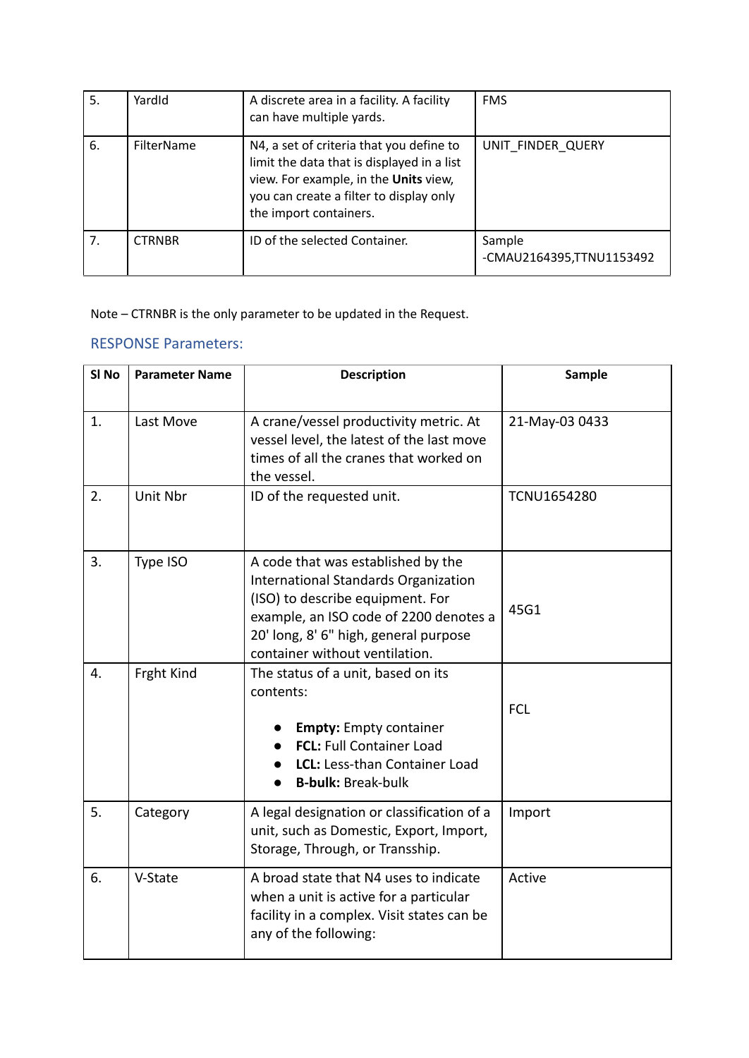| | | | |
|---|---|---|---|
| 5. | YardId | A discrete area in a facility. A facility can have multiple yards. | FMS |
| 6. | FilterName | N4, a set of criteria that you define to limit the data that is displayed in a list view. For example, in the **Units** view, you can create a filter to display only the import containers. | UNIT_FINDER_QUERY |
| 7. | CTRNBR | ID of the selected Container. | Sample -CMAU2164395,TTNU1153492 |

Note – CTRNBR is the only parameter to be updated in the Request.

## RESPONSE Parameters:

| Sl No | Parameter Name | Description | Sample |
|---|---|---|---|
| 1. | Last Move | A crane/vessel productivity metric. At vessel level, the latest of the last move times of all the cranes that worked on the vessel. | 21-May-03 0433 |
| 2. | Unit Nbr | ID of the requested unit. | TCNU1654280 |
| 3. | Type ISO | A code that was established by the International Standards Organization (ISO) to describe equipment. For example, an ISO code of 2200 denotes a 20' long, 8' 6" high, general purpose container without ventilation. | 45G1 |
| 4. | Frght Kind | The status of a unit, based on its contents:<br><br>• **Empty:** Empty container<br>• **FCL:** Full Container Load<br>• **LCL:** Less-than Container Load<br>• **B-bulk:** Break-bulk | FCL |
| 5. | Category | A legal designation or classification of a unit, such as Domestic, Export, Import, Storage, Through, or Transship. | Import |
| 6. | V-State | A broad state that N4 uses to indicate when a unit is active for a particular facility in a complex. Visit states can be any of the following: | Active |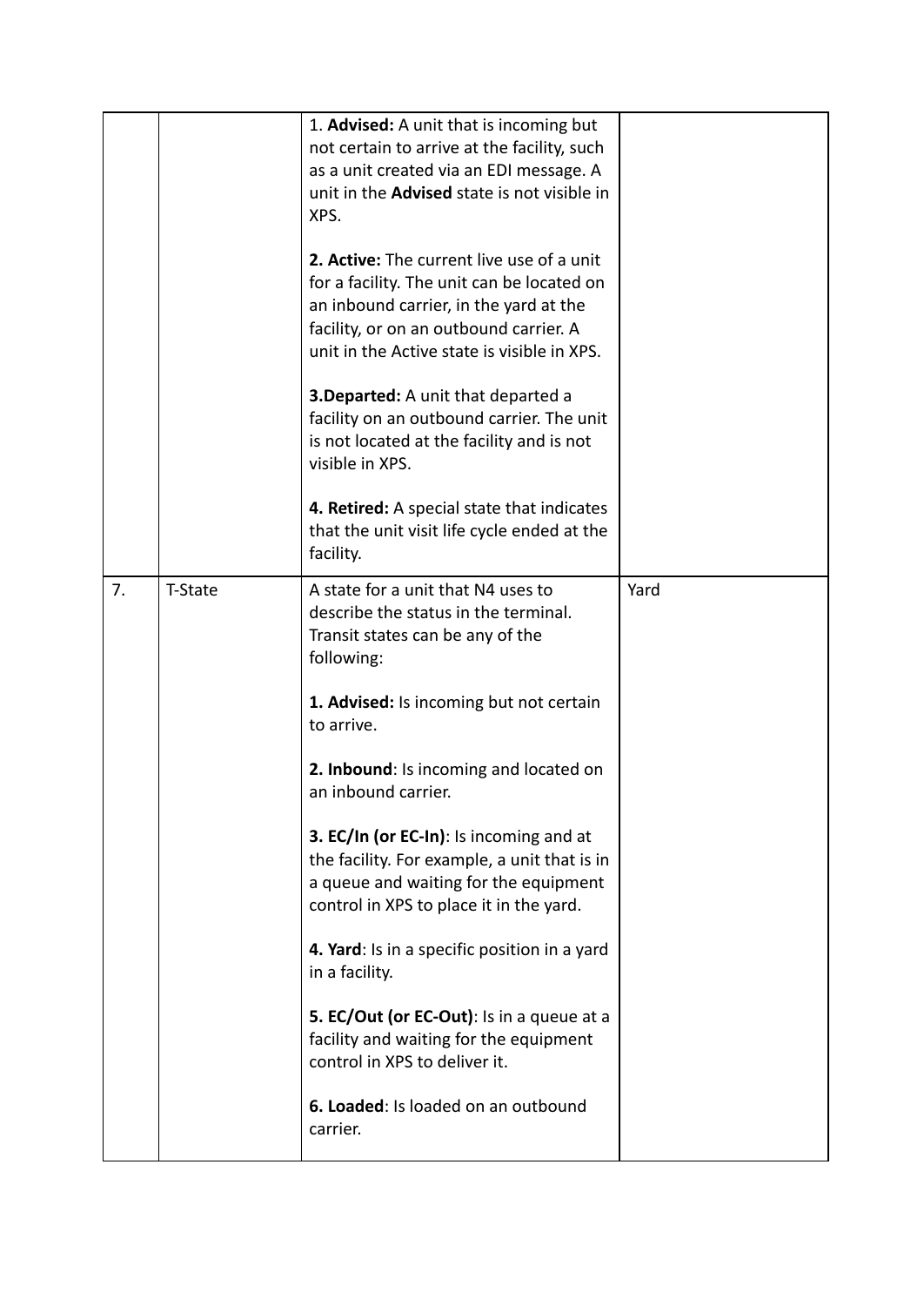|  |  |  |  |
|---|---|---|---|
|  |  | 1. **Advised:** A unit that is incoming but not certain to arrive at the facility, such as a unit created via an EDI message. A unit in the **Advised** state is not visible in XPS.<br><br>**2. Active:** The current live use of a unit for a facility. The unit can be located on an inbound carrier, in the yard at the facility, or on an outbound carrier. A unit in the Active state is visible in XPS.<br><br>**3.Departed:** A unit that departed a facility on an outbound carrier. The unit is not located at the facility and is not visible in XPS.<br><br>**4. Retired:** A special state that indicates that the unit visit life cycle ended at the facility. |  |
| 7. | T-State | A state for a unit that N4 uses to describe the status in the terminal. Transit states can be any of the following:<br><br>**1. Advised:** Is incoming but not certain to arrive.<br><br>**2. Inbound**: Is incoming and located on an inbound carrier.<br><br>**3. EC/In (or EC-In)**: Is incoming and at the facility. For example, a unit that is in a queue and waiting for the equipment control in XPS to place it in the yard.<br><br>**4. Yard**: Is in a specific position in a yard in a facility.<br><br>**5. EC/Out (or EC-Out)**: Is in a queue at a facility and waiting for the equipment control in XPS to deliver it.<br><br>**6. Loaded**: Is loaded on an outbound carrier. | Yard |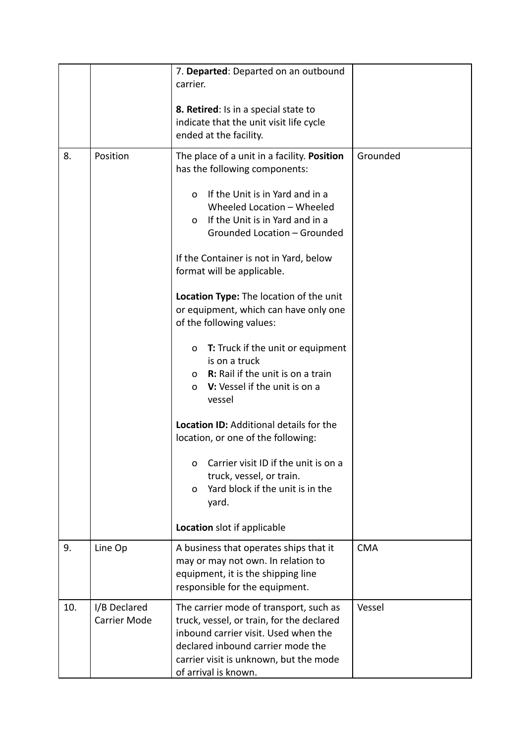| | | | |
|---|---|---|---|
| | | 7. **Departed**: Departed on an outbound carrier.<br><br>**8. Retired**: Is in a special state to indicate that the unit visit life cycle ended at the facility. | |
| 8. | Position | The place of a unit in a facility. **Position** has the following components:<br><br>o If the Unit is in Yard and in a Wheeled Location – Wheeled<br>o If the Unit is in Yard and in a Grounded Location – Grounded<br><br>If the Container is not in Yard, below format will be applicable.<br><br>**Location Type:** The location of the unit or equipment, which can have only one of the following values:<br><br>o **T:** Truck if the unit or equipment is on a truck<br>o **R:** Rail if the unit is on a train<br>o **V:** Vessel if the unit is on a vessel<br><br>**Location ID:** Additional details for the location, or one of the following:<br><br>o Carrier visit ID if the unit is on a truck, vessel, or train.<br>o Yard block if the unit is in the yard.<br><br>**Location** slot if applicable | Grounded |
| 9. | Line Op | A business that operates ships that it may or may not own. In relation to equipment, it is the shipping line responsible for the equipment. | CMA |
| 10. | I/B Declared Carrier Mode | The carrier mode of transport, such as truck, vessel, or train, for the declared inbound carrier visit. Used when the declared inbound carrier mode the carrier visit is unknown, but the mode of arrival is known. | Vessel |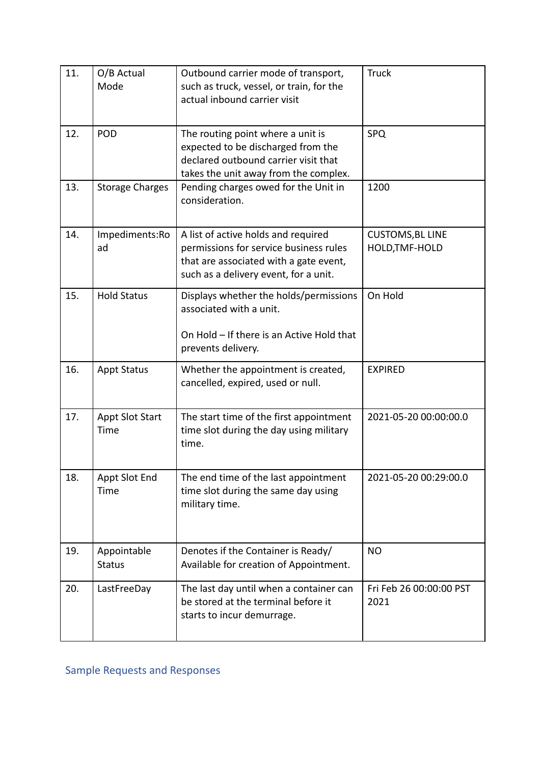| | | | |
|---|---|---|---|
| 11. | O/B Actual Mode | Outbound carrier mode of transport, such as truck, vessel, or train, for the actual inbound carrier visit | Truck |
| 12. | POD | The routing point where a unit is expected to be discharged from the declared outbound carrier visit that takes the unit away from the complex. | SPQ |
| 13. | Storage Charges | Pending charges owed for the Unit in consideration. | 1200 |
| 14. | Impediments:Road | A list of active holds and required permissions for service business rules that are associated with a gate event, such as a delivery event, for a unit. | CUSTOMS,BL LINE HOLD,TMF-HOLD |
| 15. | Hold Status | Displays whether the holds/permissions associated with a unit.<br><br>On Hold – If there is an Active Hold that prevents delivery. | On Hold |
| 16. | Appt Status | Whether the appointment is created, cancelled, expired, used or null. | EXPIRED |
| 17. | Appt Slot Start Time | The start time of the first appointment time slot during the day using military time. | 2021-05-20 00:00:00.0 |
| 18. | Appt Slot End Time | The end time of the last appointment time slot during the same day using military time. | 2021-05-20 00:29:00.0 |
| 19. | Appointable Status | Denotes if the Container is Ready/ Available for creation of Appointment. | NO |
| 20. | LastFreeDay | The last day until when a container can be stored at the terminal before it starts to incur demurrage. | Fri Feb 26 00:00:00 PST 2021 |

## Sample Requests and Responses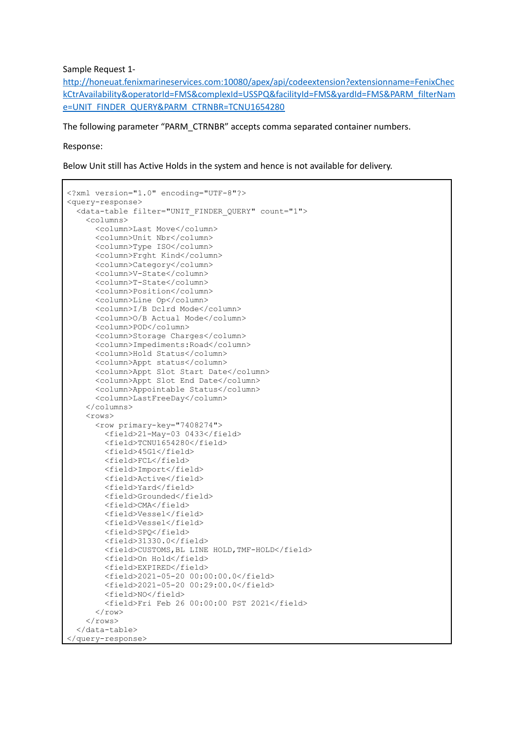Sample Request 1-

http://honeuat.fenixmarineservices.com:10080/apex/api/codeextension?extensionname=FenixCheckCtrAvailability&operatorId=FMS&complexId=USSPQ&facilityId=FMS&yardId=FMS&PARM_filterName=UNIT_FINDER_QUERY&PARM_CTRNBR=TCNU1654280

The following parameter "PARM_CTRNBR" accepts comma separated container numbers.

Response:

Below Unit still has Active Holds in the system and hence is not available for delivery.

```
<?xml version="1.0" encoding="UTF-8"?>
<query-response>
  <data-table filter="UNIT_FINDER_QUERY" count="1">
    <columns>
      <column>Last Move</column>
      <column>Unit Nbr</column>
      <column>Type ISO</column>
      <column>Frght Kind</column>
      <column>Category</column>
      <column>V-State</column>
      <column>T-State</column>
      <column>Position</column>
      <column>Line Op</column>
      <column>I/B Dclrd Mode</column>
      <column>O/B Actual Mode</column>
      <column>POD</column>
      <column>Storage Charges</column>
      <column>Impediments:Road</column>
      <column>Hold Status</column>
      <column>Appt status</column>
      <column>Appt Slot Start Date</column>
      <column>Appt Slot End Date</column>
      <column>Appointable Status</column>
      <column>LastFreeDay</column>
    </columns>
    <rows>
      <row primary-key="7408274">
        <field>21-May-03 0433</field>
        <field>TCNU1654280</field>
        <field>45G1</field>
        <field>FCL</field>
        <field>Import</field>
        <field>Active</field>
        <field>Yard</field>
        <field>Grounded</field>
        <field>CMA</field>
        <field>Vessel</field>
        <field>Vessel</field>
        <field>SPQ</field>
        <field>31330.0</field>
        <field>CUSTOMS,BL LINE HOLD,TMF-HOLD</field>
        <field>On Hold</field>
        <field>EXPIRED</field>
        <field>2021-05-20 00:00:00.0</field>
        <field>2021-05-20 00:29:00.0</field>
        <field>NO</field>
        <field>Fri Feb 26 00:00:00 PST 2021</field>
      </row>
    </rows>
  </data-table>
</query-response>
```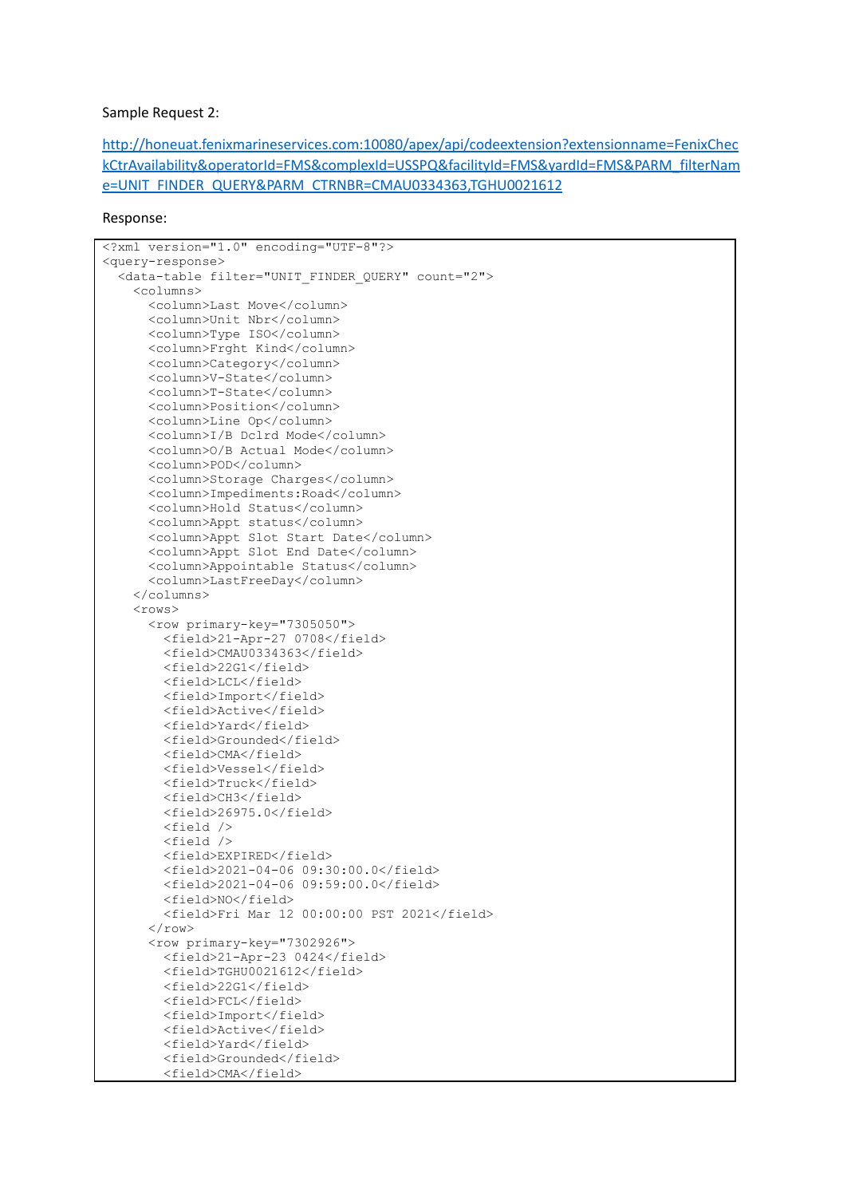Sample Request 2:

[http://honeuat.fenixmarineservices.com:10080/apex/api/codeextension?extensionname=FenixCheckCtrAvailability&operatorId=FMS&complexId=USSPQ&facilityId=FMS&yardId=FMS&PARM_filterName=UNIT_FINDER_QUERY&PARM_CTRNBR=CMAU0334363,TGHU0021612](http://honeuat.fenixmarineservices.com:10080/apex/api/codeextension?extensionname=FenixCheckCtrAvailability&operatorId=FMS&complexId=USSPQ&facilityId=FMS&yardId=FMS&PARM_filterName=UNIT_FINDER_QUERY&PARM_CTRNBR=CMAU0334363,TGHU0021612)

Response:

```
<?xml version="1.0" encoding="UTF-8"?>
<query-response>
  <data-table filter="UNIT_FINDER_QUERY" count="2">
    <columns>
      <column>Last Move</column>
      <column>Unit Nbr</column>
      <column>Type ISO</column>
      <column>Frght Kind</column>
      <column>Category</column>
      <column>V-State</column>
      <column>T-State</column>
      <column>Position</column>
      <column>Line Op</column>
      <column>I/B Dclrd Mode</column>
      <column>O/B Actual Mode</column>
      <column>POD</column>
      <column>Storage Charges</column>
      <column>Impediments:Road</column>
      <column>Hold Status</column>
      <column>Appt status</column>
      <column>Appt Slot Start Date</column>
      <column>Appt Slot End Date</column>
      <column>Appointable Status</column>
      <column>LastFreeDay</column>
    </columns>
    <rows>
      <row primary-key="7305050">
        <field>21-Apr-27 0708</field>
        <field>CMAU0334363</field>
        <field>22G1</field>
        <field>LCL</field>
        <field>Import</field>
        <field>Active</field>
        <field>Yard</field>
        <field>Grounded</field>
        <field>CMA</field>
        <field>Vessel</field>
        <field>Truck</field>
        <field>CH3</field>
        <field>26975.0</field>
        <field />
        <field />
        <field>EXPIRED</field>
        <field>2021-04-06 09:30:00.0</field>
        <field>2021-04-06 09:59:00.0</field>
        <field>NO</field>
        <field>Fri Mar 12 00:00:00 PST 2021</field>
      </row>
      <row primary-key="7302926">
        <field>21-Apr-23 0424</field>
        <field>TGHU0021612</field>
        <field>22G1</field>
        <field>FCL</field>
        <field>Import</field>
        <field>Active</field>
        <field>Yard</field>
        <field>Grounded</field>
        <field>CMA</field>
```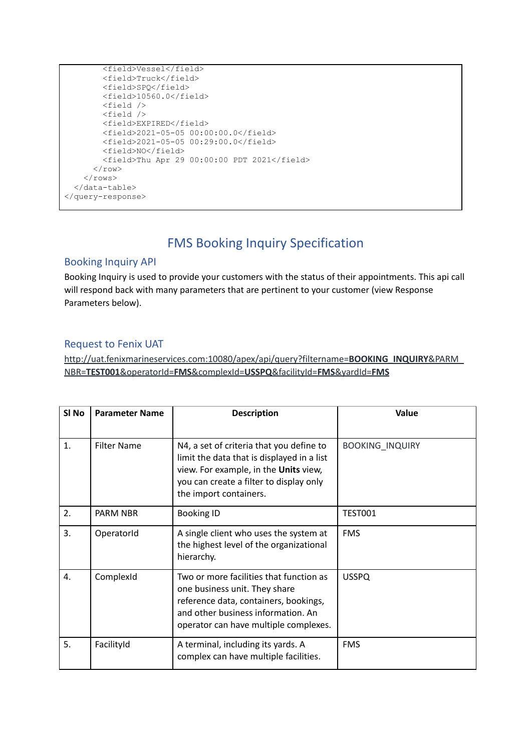```
        <field>Vessel</field>
        <field>Truck</field>
        <field>SPQ</field>
        <field>10560.0</field>
        <field />
        <field />
        <field>EXPIRED</field>
        <field>2021-05-05 00:00:00.0</field>
        <field>2021-05-05 00:29:00.0</field>
        <field>NO</field>
        <field>Thu Apr 29 00:00:00 PDT 2021</field>
      </row>
    </rows>
  </data-table>
</query-response>
```

# FMS Booking Inquiry Specification

## Booking Inquiry API

Booking Inquiry is used to provide your customers with the status of their appointments. This api call will respond back with many parameters that are pertinent to your customer (view Response Parameters below).

## Request to Fenix UAT

http://uat.fenixmarineservices.com:10080/apex/api/query?filtername=**BOOKING_INQUIRY**&PARM_NBR=**TEST001**&operatorId=**FMS**&complexId=**USSPQ**&facilityId=**FMS**&yardId=**FMS**

| Sl No | Parameter Name | Description | Value |
|---|---|---|---|
| 1. | Filter Name | N4, a set of criteria that you define to limit the data that is displayed in a list view. For example, in the **Units** view, you can create a filter to display only the import containers. | BOOKING_INQUIRY |
| 2. | PARM NBR | Booking ID | TEST001 |
| 3. | OperatorId | A single client who uses the system at the highest level of the organizational hierarchy. | FMS |
| 4. | ComplexId | Two or more facilities that function as one business unit. They share reference data, containers, bookings, and other business information. An operator can have multiple complexes. | USSPQ |
| 5. | FacilityId | A terminal, including its yards. A complex can have multiple facilities. | FMS |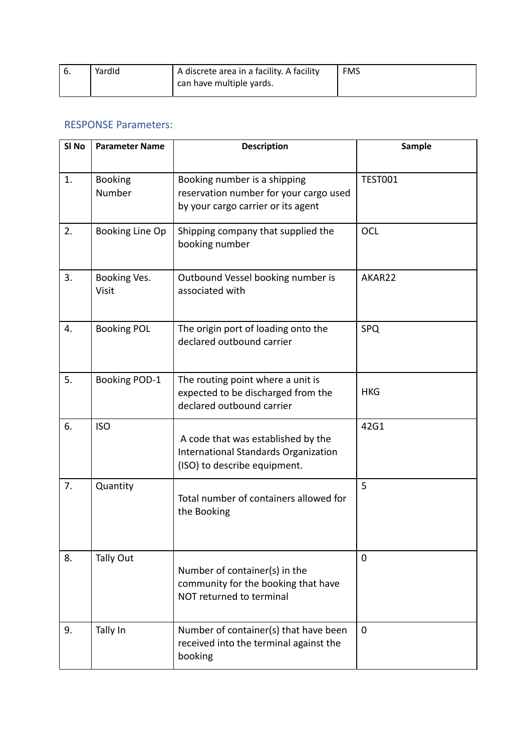| 6. | YardId | A discrete area in a facility. A facility can have multiple yards. | FMS |
|---|---|---|---|

## RESPONSE Parameters:

| Sl No | Parameter Name | Description | Sample |
|---|---|---|---|
| 1. | Booking Number | Booking number is a shipping reservation number for your cargo used by your cargo carrier or its agent | TEST001 |
| 2. | Booking Line Op | Shipping company that supplied the booking number | OCL |
| 3. | Booking Ves. Visit | Outbound Vessel booking number is associated with | AKAR22 |
| 4. | Booking POL | The origin port of loading onto the declared outbound carrier | SPQ |
| 5. | Booking POD-1 | The routing point where a unit is expected to be discharged from the declared outbound carrier | HKG |
| 6. | ISO | A code that was established by the International Standards Organization (ISO) to describe equipment. | 42G1 |
| 7. | Quantity | Total number of containers allowed for the Booking | 5 |
| 8. | Tally Out | Number of container(s) in the community for the booking that have NOT returned to terminal | 0 |
| 9. | Tally In | Number of container(s) that have been received into the terminal against the booking | 0 |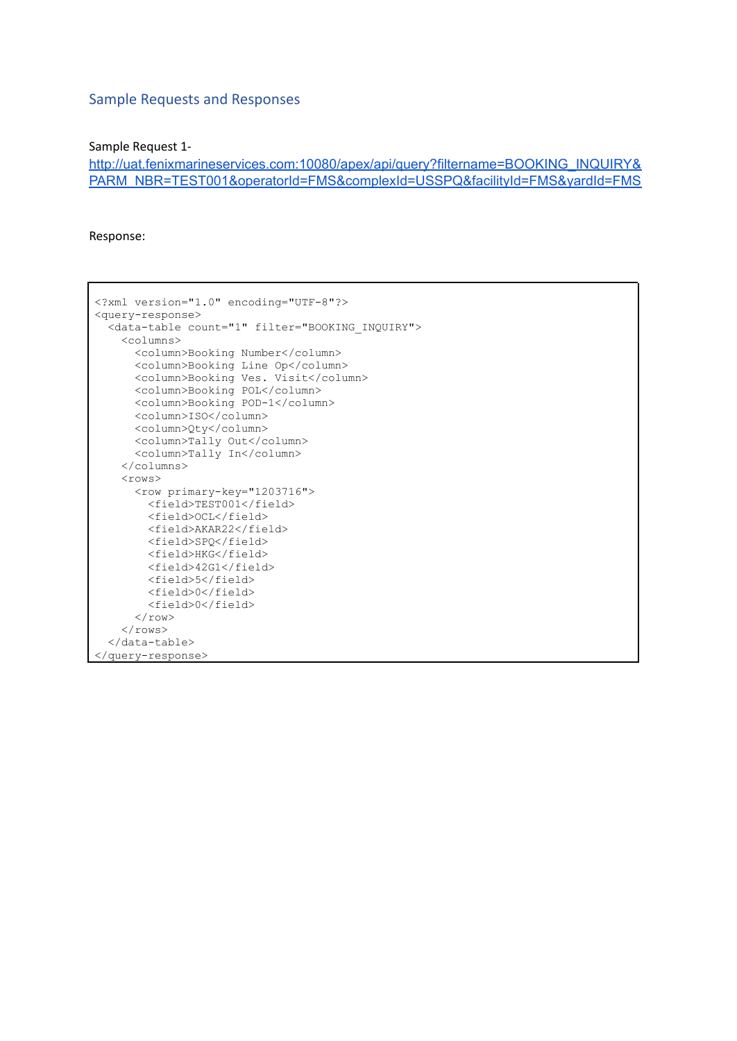## Sample Requests and Responses

Sample Request 1-

http://uat.fenixmarineservices.com:10080/apex/api/query?filtername=BOOKING_INQUIRY&PARM_NBR=TEST001&operatorId=FMS&complexId=USSPQ&facilityId=FMS&yardId=FMS

Response:

```
<?xml version="1.0" encoding="UTF-8"?>
<query-response>
  <data-table count="1" filter="BOOKING_INQUIRY">
    <columns>
      <column>Booking Number</column>
      <column>Booking Line Op</column>
      <column>Booking Ves. Visit</column>
      <column>Booking POL</column>
      <column>Booking POD-1</column>
      <column>ISO</column>
      <column>Qty</column>
      <column>Tally Out</column>
      <column>Tally In</column>
    </columns>
    <rows>
      <row primary-key="1203716">
        <field>TEST001</field>
        <field>OCL</field>
        <field>AKAR22</field>
        <field>SPQ</field>
        <field>HKG</field>
        <field>42G1</field>
        <field>5</field>
        <field>0</field>
        <field>0</field>
      </row>
    </rows>
  </data-table>
</query-response>
```